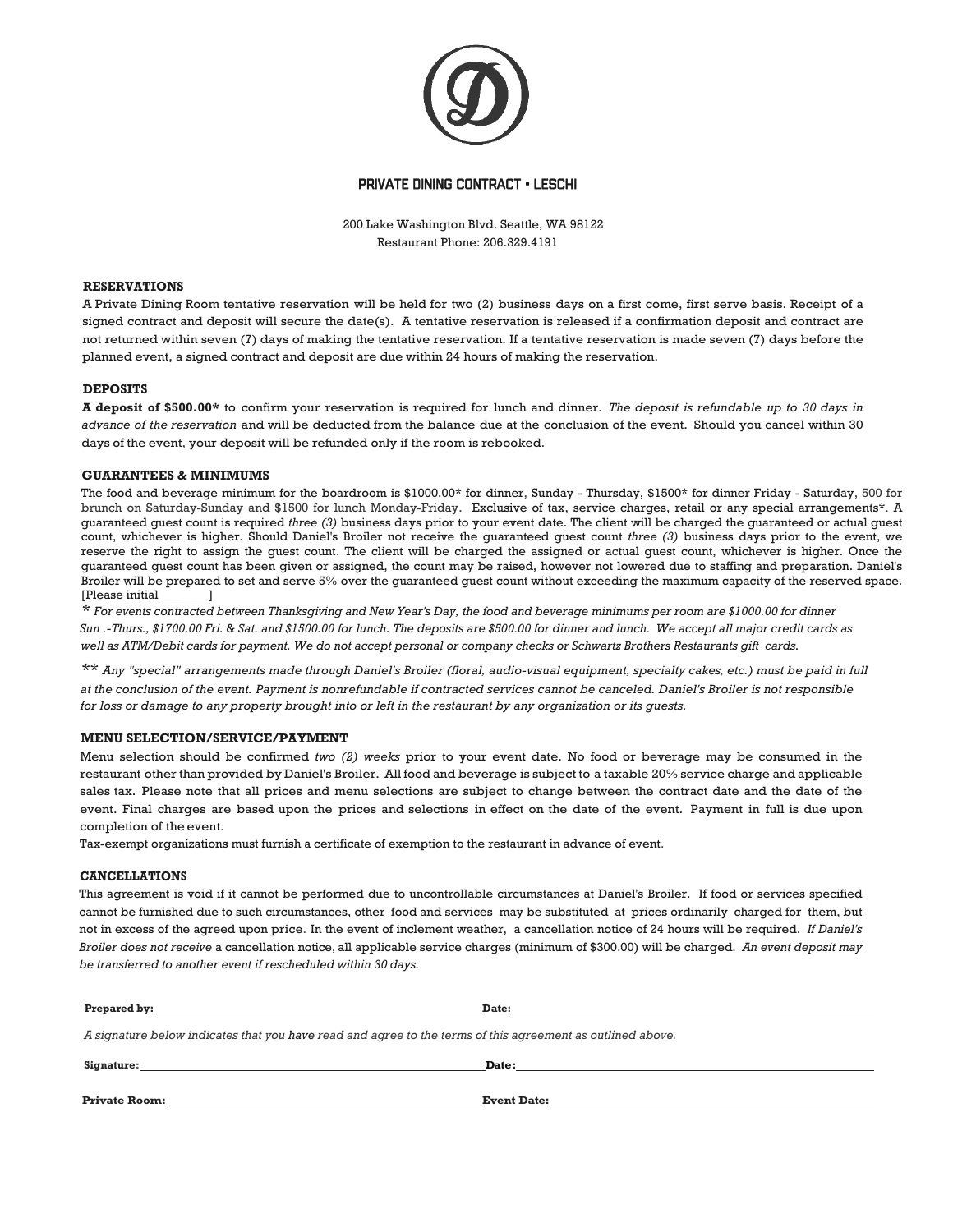# PRIVATE DINING CONTRACT • LESCHI

200 Lake Washington Blvd. Seattle, WA 98122
Restaurant Phone: 206.329.4191

## RESERVATIONS

A Private Dining Room tentative reservation will be held for two (2) business days on a first come, first serve basis. Receipt of a signed contract and deposit will secure the date(s). A tentative reservation is released if a confirmation deposit and contract are not returned within seven (7) days of making the tentative reservation. If a tentative reservation is made seven (7) days before the planned event, a signed contract and deposit are due within 24 hours of making the reservation.

## DEPOSITS

**A deposit of $500.00*** to confirm your reservation is required for lunch and dinner. *The deposit is refundable up to 30 days in advance of the reservation* and will be deducted from the balance due at the conclusion of the event. Should you cancel within 30 days of the event, your deposit will be refunded only if the room is rebooked.

## GUARANTEES & MINIMUMS

The food and beverage minimum for the boardroom is $1000.00* for dinner, Sunday - Thursday, $1500* for dinner Friday - Saturday, 500 for brunch on Saturday-Sunday and $1500 for lunch Monday-Friday. Exclusive of tax, service charges, retail or any special arrangements*. A guaranteed guest count is required *three (3)* business days prior to your event date. The client will be charged the guaranteed or actual guest count, whichever is higher. Should Daniel's Broiler not receive the guaranteed guest count *three (3)* business days prior to the event, we reserve the right to assign the guest count. The client will be charged the assigned or actual guest count, whichever is higher. Once the guaranteed guest count has been given or assigned, the count may be raised, however not lowered due to staffing and preparation. Daniel's Broiler will be prepared to set and serve 5% over the guaranteed guest count without exceeding the maximum capacity of the reserved space. [Please initial________]

\* *For events contracted between Thanksgiving and New Year's Day, the food and beverage minimums per room are $1000.00 for dinner Sun .-Thurs., $1700.00 Fri. & Sat. and $1500.00 for lunch. The deposits are $500.00 for dinner and lunch. We accept all major credit cards as well as ATM/Debit cards for payment. We do not accept personal or company checks or Schwartz Brothers Restaurants gift cards.*

\*\* *Any "special" arrangements made through Daniel's Broiler (floral, audio-visual equipment, specialty cakes, etc.) must be paid in full at the conclusion of the event. Payment is nonrefundable if contracted services cannot be canceled. Daniel's Broiler is not responsible for loss or damage to any property brought into or left in the restaurant by any organization or its guests.*

## MENU SELECTION/SERVICE/PAYMENT

Menu selection should be confirmed *two (2) weeks* prior to your event date. No food or beverage may be consumed in the restaurant other than provided by Daniel's Broiler. All food and beverage is subject to a taxable 20% service charge and applicable sales tax. Please note that all prices and menu selections are subject to change between the contract date and the date of the event. Final charges are based upon the prices and selections in effect on the date of the event. Payment in full is due upon completion of the event.

Tax-exempt organizations must furnish a certificate of exemption to the restaurant in advance of event.

## CANCELLATIONS

This agreement is void if it cannot be performed due to uncontrollable circumstances at Daniel's Broiler. If food or services specified cannot be furnished due to such circumstances, other food and services may be substituted at prices ordinarily charged for them, but not in excess of the agreed upon price. In the event of inclement weather, a cancellation notice of 24 hours will be required. *If Daniel's Broiler does not receive* a cancellation notice, all applicable service charges (minimum of $300.00) will be charged. *An event deposit may be transferred to another event if rescheduled within 30 days.*

**Prepared by:**______________________________ **Date:**______________________________

*A signature below indicates that you have read and agree to the terms of this agreement as outlined above.*

**Signature:**______________________________ **Date:**______________________________

**Private Room:**______________________________ **Event Date:**______________________________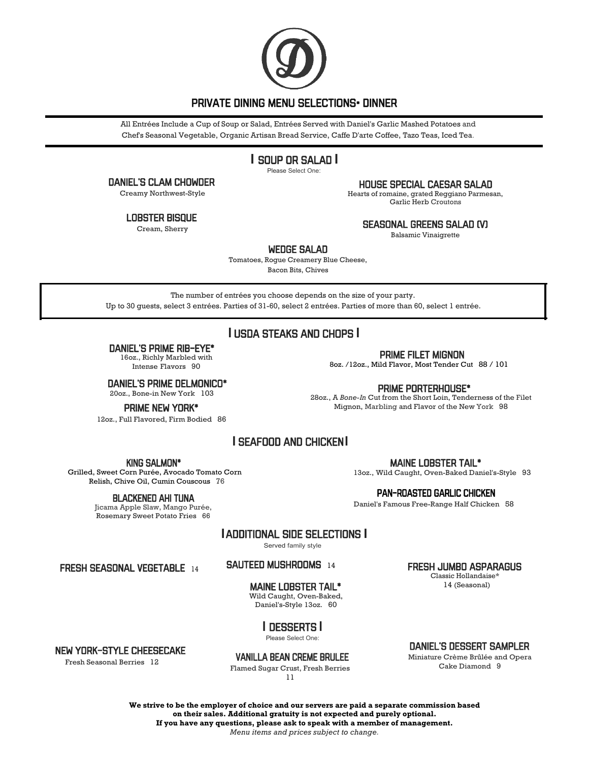# PRIVATE DINING MENU SELECTIONS• DINNER

All Entrées Include a Cup of Soup or Salad, Entrées Served with Daniel's Garlic Mashed Potatoes and Chef's Seasonal Vegetable, Organic Artisan Bread Service, Caffe D'arte Coffee, Tazo Teas, Iced Tea.

## I SOUP OR SALAD I

Please Select One:

### DANIEL'S CLAM CHOWDER
Creamy Northwest-Style

### LOBSTER BISQUE
Cream, Sherry

### HOUSE SPECIAL CAESAR SALAD
Hearts of romaine, grated Reggiano Parmesan, Garlic Herb Croutons

### SEASONAL GREENS SALAD (V)
Balsamic Vinaigrette

### WEDGE SALAD
Tomatoes, Rogue Creamery Blue Cheese, Bacon Bits, Chives

The number of entrées you choose depends on the size of your party.
Up to 30 guests, select 3 entrées. Parties of 31-60, select 2 entrées. Parties of more than 60, select 1 entrée.

## I USDA STEAKS AND CHOPS I

### DANIEL'S PRIME RIB-EYE*
16oz., Richly Marbled with Intense Flavors 90

### DANIEL'S PRIME DELMONICO*
20oz., Bone-in New York 103

### PRIME NEW YORK*
12oz., Full Flavored, Firm Bodied 86

### PRIME FILET MIGNON
8oz. /12oz., Mild Flavor, Most Tender Cut 88 / 101

### PRIME PORTERHOUSE*
28oz., A *Bone-In* Cut from the Short Loin, Tenderness of the Filet Mignon, Marbling and Flavor of the New York 98

## I SEAFOOD AND CHICKEN I

### KING SALMON*
Grilled, Sweet Corn Purée, Avocado Tomato Corn Relish, Chive Oil, Cumin Couscous 76

### BLACKENED AHI TUNA
Jicama Apple Slaw, Mango Purée, Rosemary Sweet Potato Fries 66

### MAINE LOBSTER TAIL*
13oz., Wild Caught, Oven-Baked Daniel's-Style 93

### PAN-ROASTED GARLIC CHICKEN
Daniel's Famous Free-Range Half Chicken 58

## I ADDITIONAL SIDE SELECTIONS I

Served family style

### FRESH SEASONAL VEGETABLE 14

### SAUTEED MUSHROOMS 14

### MAINE LOBSTER TAIL*
Wild Caught, Oven-Baked, Daniel's-Style 13oz. 60

### FRESH JUMBO ASPARAGUS
Classic Hollandaise*
14 (Seasonal)

## I DESSERTS I

Please Select One:

### NEW YORK-STYLE CHEESECAKE
Fresh Seasonal Berries 12

### VANILLA BEAN CREME BRULEE
Flamed Sugar Crust, Fresh Berries
11

### DANIEL'S DESSERT SAMPLER
Miniature Crème Brûlée and Opera Cake Diamond 9

**We strive to be the employer of choice and our servers are paid a separate commission based on their sales. Additional gratuity is not expected and purely optional.**
**If you have any questions, please ask to speak with a member of management.**
*Menu items and prices subject to change.*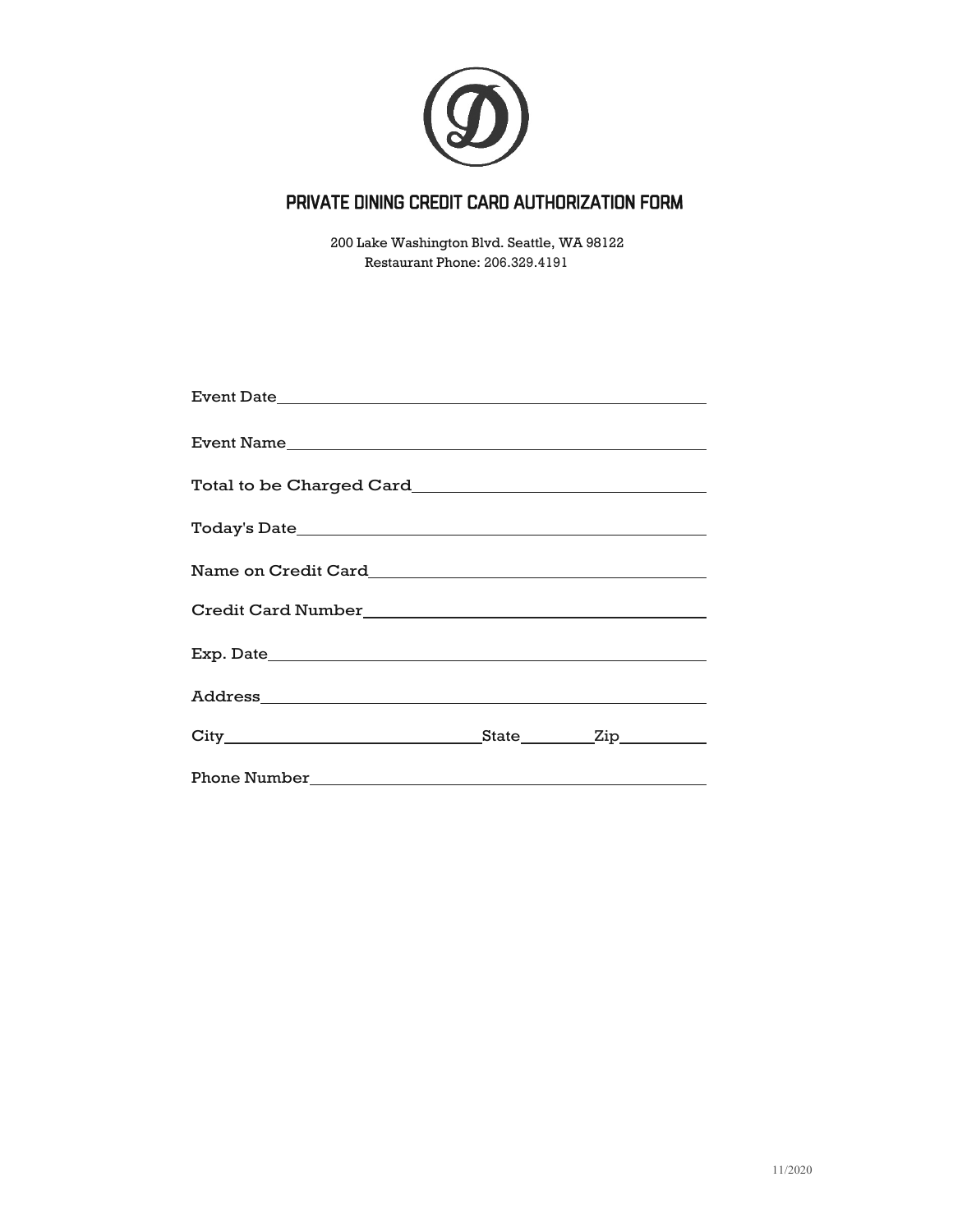# PRIVATE DINING CREDIT CARD AUTHORIZATION FORM

200 Lake Washington Blvd. Seattle, WA 98122
Restaurant Phone: 206.329.4191

Event Date\_\_\_\_\_\_\_\_\_\_\_\_\_\_\_\_\_\_\_\_\_\_\_\_\_\_\_\_\_\_\_\_\_\_\_\_\_\_\_\_

Event Name\_\_\_\_\_\_\_\_\_\_\_\_\_\_\_\_\_\_\_\_\_\_\_\_\_\_\_\_\_\_\_\_\_\_\_\_\_\_\_\_

Total to be Charged Card\_\_\_\_\_\_\_\_\_\_\_\_\_\_\_\_\_\_\_\_\_\_\_\_\_\_\_\_

Today's Date\_\_\_\_\_\_\_\_\_\_\_\_\_\_\_\_\_\_\_\_\_\_\_\_\_\_\_\_\_\_\_\_\_\_\_\_\_\_\_\_

Name on Credit Card\_\_\_\_\_\_\_\_\_\_\_\_\_\_\_\_\_\_\_\_\_\_\_\_\_\_\_\_\_\_\_\_

Credit Card Number\_\_\_\_\_\_\_\_\_\_\_\_\_\_\_\_\_\_\_\_\_\_\_\_\_\_\_\_\_\_\_\_

Exp. Date\_\_\_\_\_\_\_\_\_\_\_\_\_\_\_\_\_\_\_\_\_\_\_\_\_\_\_\_\_\_\_\_\_\_\_\_\_\_\_\_\_\_

Address\_\_\_\_\_\_\_\_\_\_\_\_\_\_\_\_\_\_\_\_\_\_\_\_\_\_\_\_\_\_\_\_\_\_\_\_\_\_\_\_\_\_\_

City\_\_\_\_\_\_\_\_\_\_\_\_\_\_\_\_\_\_\_\_\_\_\_\_State\_\_\_\_\_\_\_Zip\_\_\_\_\_\_\_\_

Phone Number\_\_\_\_\_\_\_\_\_\_\_\_\_\_\_\_\_\_\_\_\_\_\_\_\_\_\_\_\_\_\_\_\_\_\_\_\_\_

11/2020